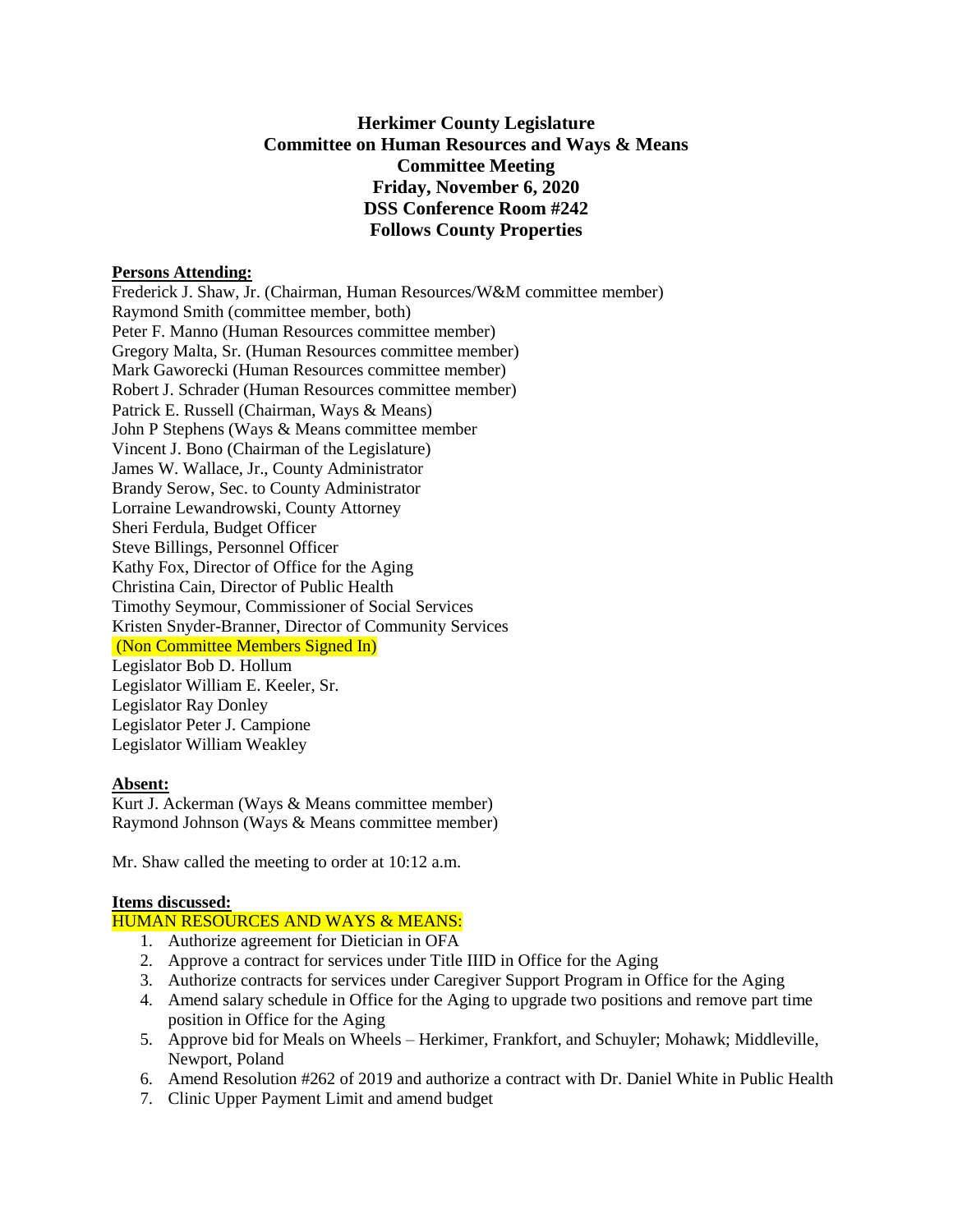# Herkimer County Legislature
## Committee on Human Resources and Ways & Means
## Committee Meeting
## Friday, November 6, 2020
## DSS Conference Room #242
## Follows County Properties

**Persons Attending:**

Frederick J. Shaw, Jr. (Chairman, Human Resources/W&M committee member)
Raymond Smith (committee member, both)
Peter F. Manno (Human Resources committee member)
Gregory Malta, Sr. (Human Resources committee member)
Mark Gaworecki (Human Resources committee member)
Robert J. Schrader (Human Resources committee member)
Patrick E. Russell (Chairman, Ways & Means)
John P Stephens (Ways & Means committee member
Vincent J. Bono (Chairman of the Legislature)
James W. Wallace, Jr., County Administrator
Brandy Serow, Sec. to County Administrator
Lorraine Lewandrowski, County Attorney
Sheri Ferdula, Budget Officer
Steve Billings, Personnel Officer
Kathy Fox, Director of Office for the Aging
Christina Cain, Director of Public Health
Timothy Seymour, Commissioner of Social Services
Kristen Snyder-Branner, Director of Community Services
(Non Committee Members Signed In)
Legislator Bob D. Hollum
Legislator William E. Keeler, Sr.
Legislator Ray Donley
Legislator Peter J. Campione
Legislator William Weakley

**Absent:**

Kurt J. Ackerman (Ways & Means committee member)
Raymond Johnson (Ways & Means committee member)

Mr. Shaw called the meeting to order at 10:12 a.m.

**Items discussed:**

HUMAN RESOURCES AND WAYS & MEANS:

1. Authorize agreement for Dietician in OFA
2. Approve a contract for services under Title IIID in Office for the Aging
3. Authorize contracts for services under Caregiver Support Program in Office for the Aging
4. Amend salary schedule in Office for the Aging to upgrade two positions and remove part time position in Office for the Aging
5. Approve bid for Meals on Wheels – Herkimer, Frankfort, and Schuyler; Mohawk; Middleville, Newport, Poland
6. Amend Resolution #262 of 2019 and authorize a contract with Dr. Daniel White in Public Health
7. Clinic Upper Payment Limit and amend budget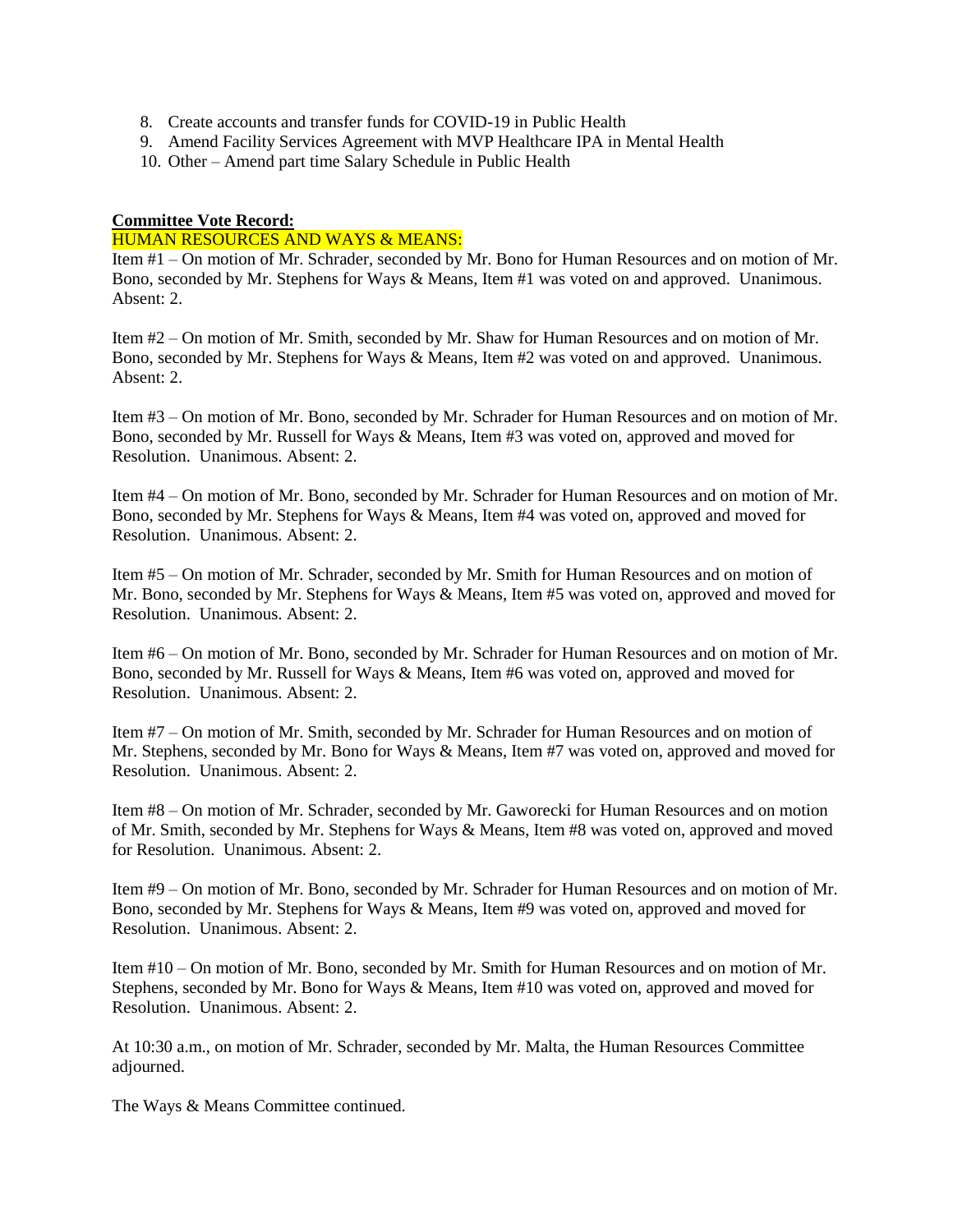8. Create accounts and transfer funds for COVID-19 in Public Health
9. Amend Facility Services Agreement with MVP Healthcare IPA in Mental Health
10. Other – Amend part time Salary Schedule in Public Health

**Committee Vote Record:**

HUMAN RESOURCES AND WAYS & MEANS:

Item #1 – On motion of Mr. Schrader, seconded by Mr. Bono for Human Resources and on motion of Mr. Bono, seconded by Mr. Stephens for Ways & Means, Item #1 was voted on and approved. Unanimous. Absent: 2.

Item #2 – On motion of Mr. Smith, seconded by Mr. Shaw for Human Resources and on motion of Mr. Bono, seconded by Mr. Stephens for Ways & Means, Item #2 was voted on and approved. Unanimous. Absent: 2.

Item #3 – On motion of Mr. Bono, seconded by Mr. Schrader for Human Resources and on motion of Mr. Bono, seconded by Mr. Russell for Ways & Means, Item #3 was voted on, approved and moved for Resolution. Unanimous. Absent: 2.

Item #4 – On motion of Mr. Bono, seconded by Mr. Schrader for Human Resources and on motion of Mr. Bono, seconded by Mr. Stephens for Ways & Means, Item #4 was voted on, approved and moved for Resolution. Unanimous. Absent: 2.

Item #5 – On motion of Mr. Schrader, seconded by Mr. Smith for Human Resources and on motion of Mr. Bono, seconded by Mr. Stephens for Ways & Means, Item #5 was voted on, approved and moved for Resolution. Unanimous. Absent: 2.

Item #6 – On motion of Mr. Bono, seconded by Mr. Schrader for Human Resources and on motion of Mr. Bono, seconded by Mr. Russell for Ways & Means, Item #6 was voted on, approved and moved for Resolution. Unanimous. Absent: 2.

Item #7 – On motion of Mr. Smith, seconded by Mr. Schrader for Human Resources and on motion of Mr. Stephens, seconded by Mr. Bono for Ways & Means, Item #7 was voted on, approved and moved for Resolution. Unanimous. Absent: 2.

Item #8 – On motion of Mr. Schrader, seconded by Mr. Gaworecki for Human Resources and on motion of Mr. Smith, seconded by Mr. Stephens for Ways & Means, Item #8 was voted on, approved and moved for Resolution. Unanimous. Absent: 2.

Item #9 – On motion of Mr. Bono, seconded by Mr. Schrader for Human Resources and on motion of Mr. Bono, seconded by Mr. Stephens for Ways & Means, Item #9 was voted on, approved and moved for Resolution. Unanimous. Absent: 2.

Item #10 – On motion of Mr. Bono, seconded by Mr. Smith for Human Resources and on motion of Mr. Stephens, seconded by Mr. Bono for Ways & Means, Item #10 was voted on, approved and moved for Resolution. Unanimous. Absent: 2.

At 10:30 a.m., on motion of Mr. Schrader, seconded by Mr. Malta, the Human Resources Committee adjourned.

The Ways & Means Committee continued.